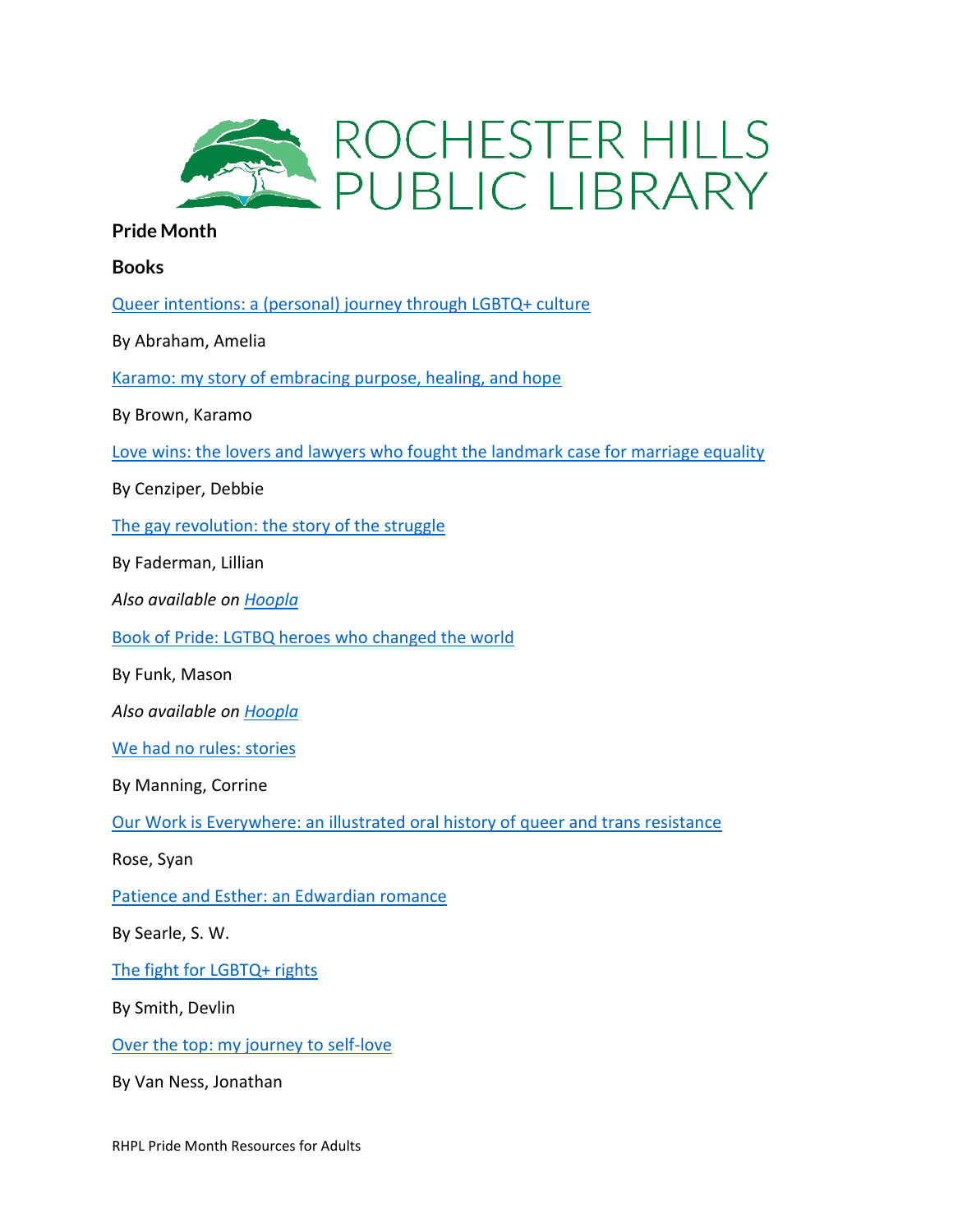# ROCHESTER HILLS PUBLIC LIBRARY

## Pride Month

### Books

[Queer intentions: a (personal) journey through LGBTQ+ culture]

By Abraham, Amelia

[Karamo: my story of embracing purpose, healing, and hope]

By Brown, Karamo

[Love wins: the lovers and lawyers who fought the landmark case for marriage equality]

By Cenziper, Debbie

[The gay revolution: the story of the struggle]

By Faderman, Lillian

*Also available on [Hoopla]*

[Book of Pride: LGTBQ heroes who changed the world]

By Funk, Mason

*Also available on [Hoopla]*

[We had no rules: stories]

By Manning, Corrine

[Our Work is Everywhere: an illustrated oral history of queer and trans resistance]

Rose, Syan

[Patience and Esther: an Edwardian romance]

By Searle, S. W.

[The fight for LGBTQ+ rights]

By Smith, Devlin

[Over the top: my journey to self-love]

By Van Ness, Jonathan

RHPL Pride Month Resources for Adults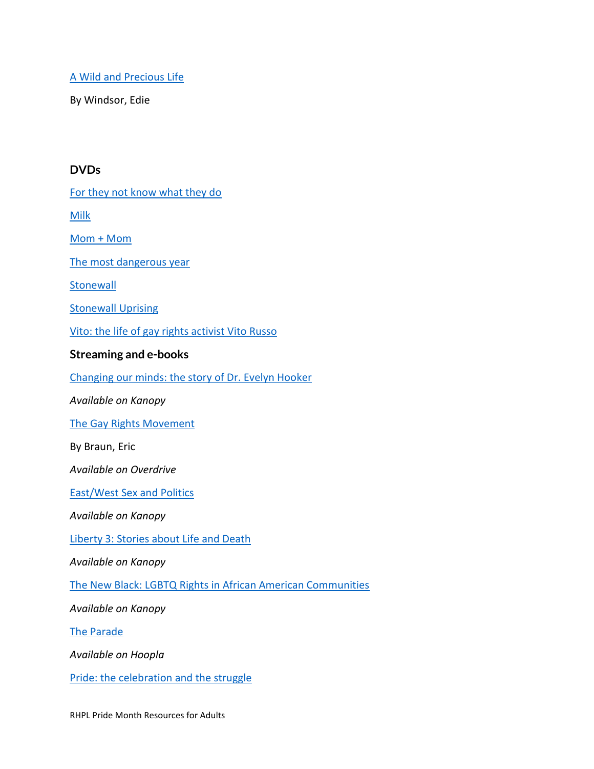A Wild and Precious Life

By Windsor, Edie

## DVDs

For they not know what they do

Milk

Mom + Mom

The most dangerous year

Stonewall

Stonewall Uprising

Vito: the life of gay rights activist Vito Russo

## Streaming and e-books

Changing our minds: the story of Dr. Evelyn Hooker

*Available on Kanopy*

The Gay Rights Movement

By Braun, Eric

*Available on Overdrive*

East/West Sex and Politics

*Available on Kanopy*

Liberty 3: Stories about Life and Death

*Available on Kanopy*

The New Black: LGBTQ Rights in African American Communities

*Available on Kanopy*

The Parade

*Available on Hoopla*

Pride: the celebration and the struggle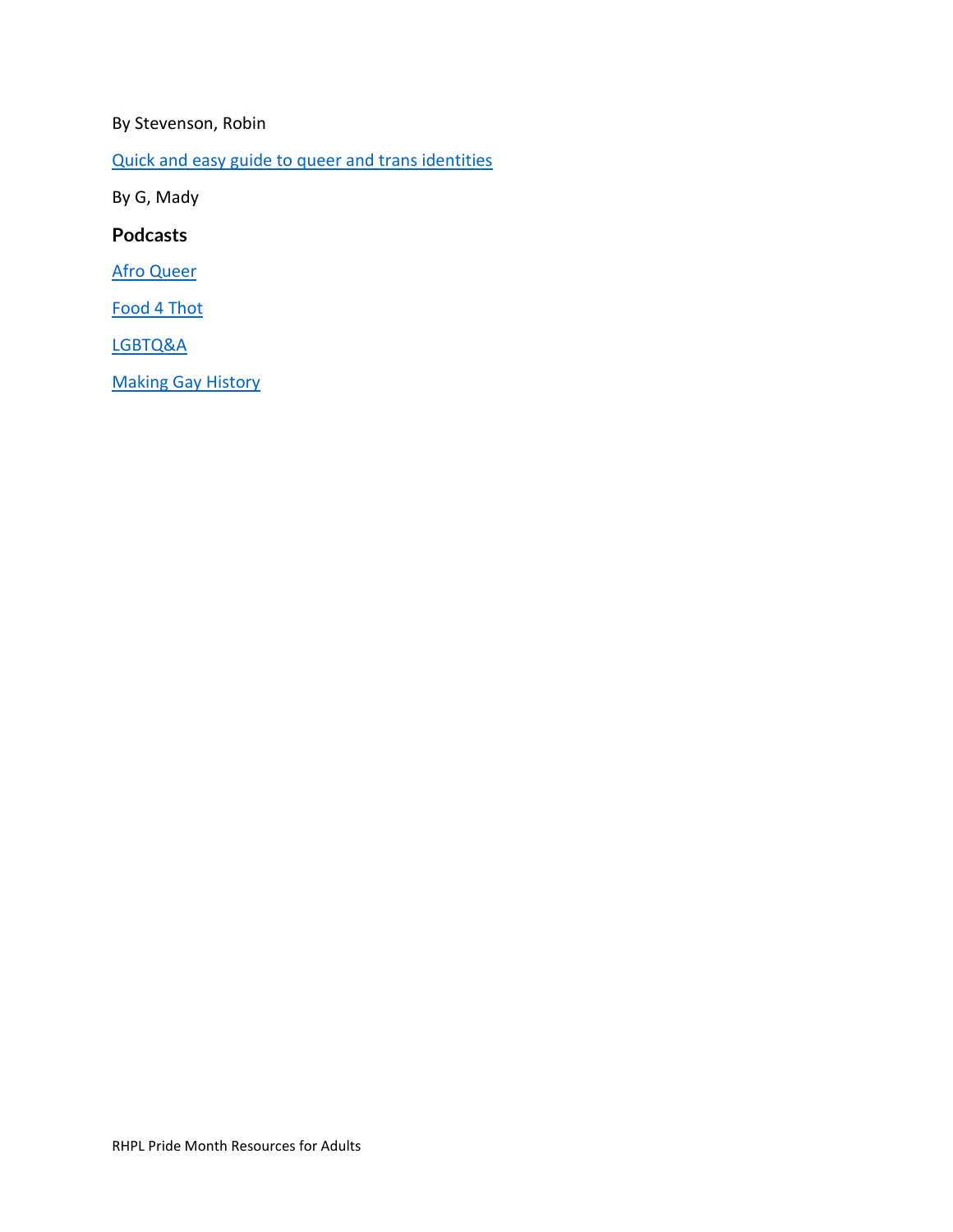By Stevenson, Robin

Quick and easy guide to queer and trans identities

By G, Mady

### Podcasts

Afro Queer

Food 4 Thot

LGBTQ&A

Making Gay History